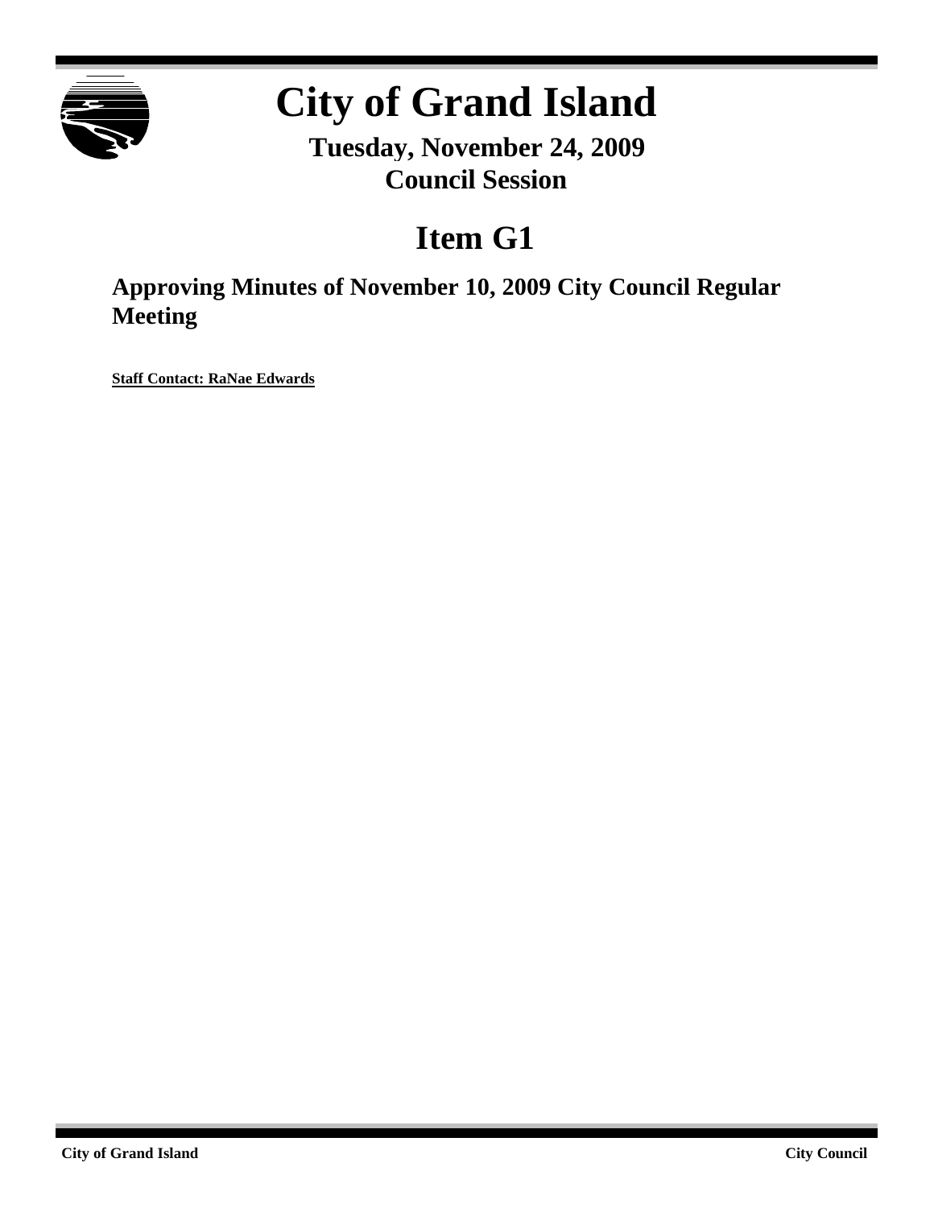# City of Grand Island

**Tuesday, November 24, 2009**
**Council Session**

## Item G1

### Approving Minutes of November 10, 2009 City Council Regular Meeting

**Staff Contact: RaNae Edwards**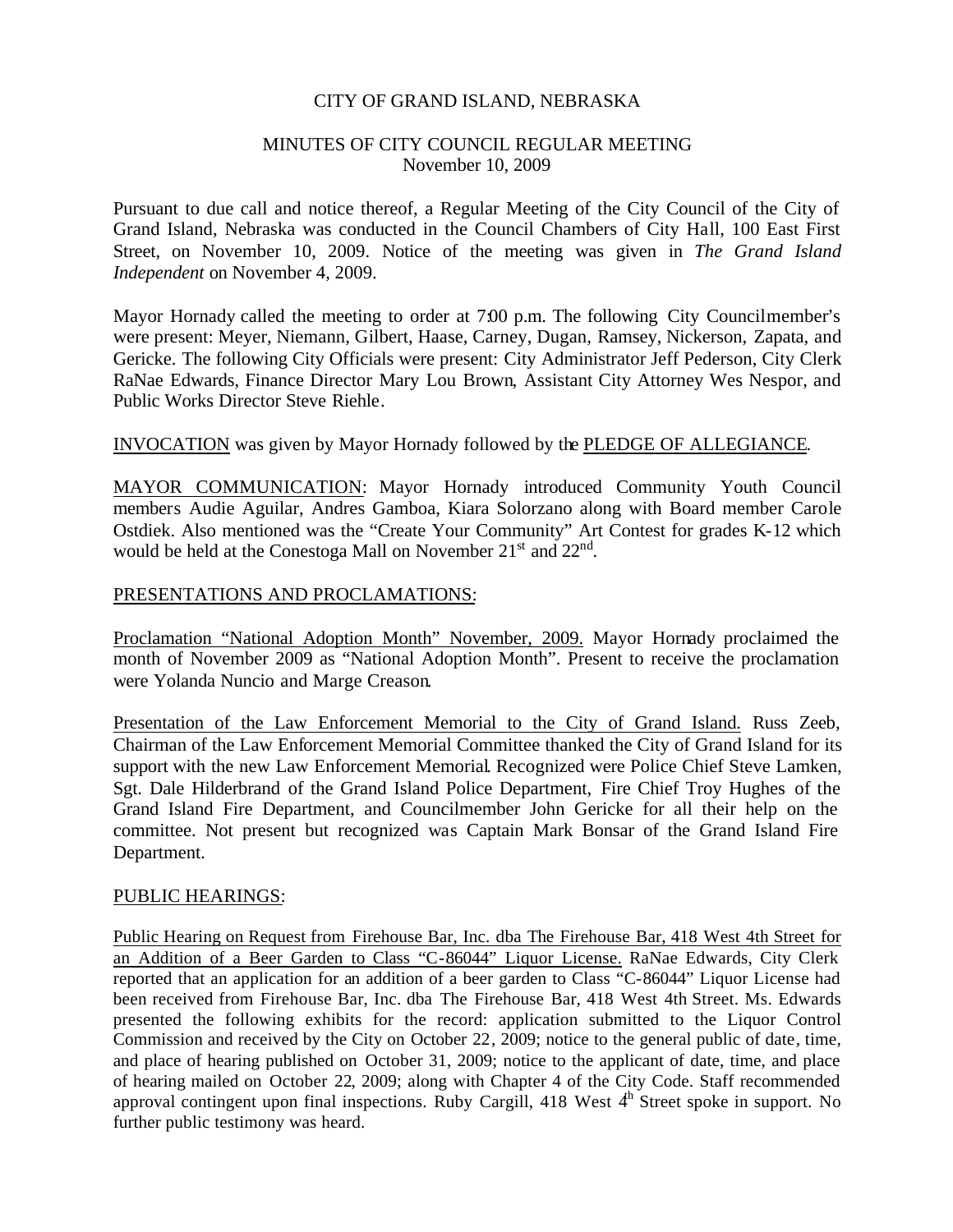CITY OF GRAND ISLAND, NEBRASKA

MINUTES OF CITY COUNCIL REGULAR MEETING
November 10, 2009

Pursuant to due call and notice thereof, a Regular Meeting of the City Council of the City of Grand Island, Nebraska was conducted in the Council Chambers of City Hall, 100 East First Street, on November 10, 2009. Notice of the meeting was given in *The Grand Island Independent* on November 4, 2009.

Mayor Hornady called the meeting to order at 7:00 p.m. The following City Councilmember's were present: Meyer, Niemann, Gilbert, Haase, Carney, Dugan, Ramsey, Nickerson, Zapata, and Gericke. The following City Officials were present: City Administrator Jeff Pederson, City Clerk RaNae Edwards, Finance Director Mary Lou Brown, Assistant City Attorney Wes Nespor, and Public Works Director Steve Riehle.

INVOCATION was given by Mayor Hornady followed by the PLEDGE OF ALLEGIANCE.

MAYOR COMMUNICATION: Mayor Hornady introduced Community Youth Council members Audie Aguilar, Andres Gamboa, Kiara Solorzano along with Board member Carole Ostdiek. Also mentioned was the "Create Your Community" Art Contest for grades K-12 which would be held at the Conestoga Mall on November 21st and 22nd.

PRESENTATIONS AND PROCLAMATIONS:

Proclamation "National Adoption Month" November, 2009. Mayor Hornady proclaimed the month of November 2009 as "National Adoption Month". Present to receive the proclamation were Yolanda Nuncio and Marge Creason.

Presentation of the Law Enforcement Memorial to the City of Grand Island. Russ Zeeb, Chairman of the Law Enforcement Memorial Committee thanked the City of Grand Island for its support with the new Law Enforcement Memorial. Recognized were Police Chief Steve Lamken, Sgt. Dale Hilderbrand of the Grand Island Police Department, Fire Chief Troy Hughes of the Grand Island Fire Department, and Councilmember John Gericke for all their help on the committee. Not present but recognized was Captain Mark Bonsar of the Grand Island Fire Department.

PUBLIC HEARINGS:

Public Hearing on Request from Firehouse Bar, Inc. dba The Firehouse Bar, 418 West 4th Street for an Addition of a Beer Garden to Class "C-86044" Liquor License. RaNae Edwards, City Clerk reported that an application for an addition of a beer garden to Class "C-86044" Liquor License had been received from Firehouse Bar, Inc. dba The Firehouse Bar, 418 West 4th Street. Ms. Edwards presented the following exhibits for the record: application submitted to the Liquor Control Commission and received by the City on October 22, 2009; notice to the general public of date, time, and place of hearing published on October 31, 2009; notice to the applicant of date, time, and place of hearing mailed on October 22, 2009; along with Chapter 4 of the City Code. Staff recommended approval contingent upon final inspections. Ruby Cargill, 418 West 4th Street spoke in support. No further public testimony was heard.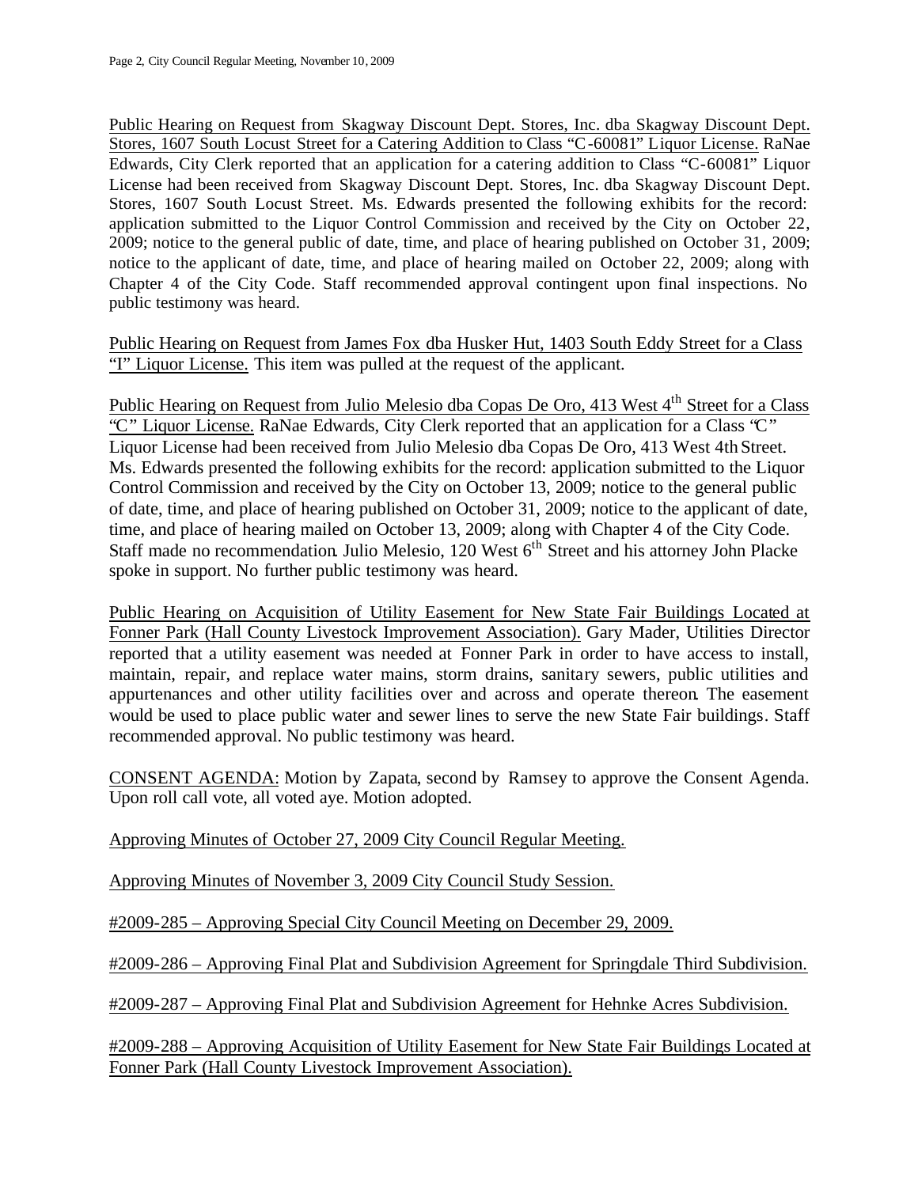Public Hearing on Request from Skagway Discount Dept. Stores, Inc. dba Skagway Discount Dept. Stores, 1607 South Locust Street for a Catering Addition to Class "C-60081" Liquor License. RaNae Edwards, City Clerk reported that an application for a catering addition to Class "C-60081" Liquor License had been received from Skagway Discount Dept. Stores, Inc. dba Skagway Discount Dept. Stores, 1607 South Locust Street. Ms. Edwards presented the following exhibits for the record: application submitted to the Liquor Control Commission and received by the City on October 22, 2009; notice to the general public of date, time, and place of hearing published on October 31, 2009; notice to the applicant of date, time, and place of hearing mailed on October 22, 2009; along with Chapter 4 of the City Code. Staff recommended approval contingent upon final inspections. No public testimony was heard.

Public Hearing on Request from James Fox dba Husker Hut, 1403 South Eddy Street for a Class "I" Liquor License. This item was pulled at the request of the applicant.

Public Hearing on Request from Julio Melesio dba Copas De Oro, 413 West 4th Street for a Class "C" Liquor License. RaNae Edwards, City Clerk reported that an application for a Class "C" Liquor License had been received from Julio Melesio dba Copas De Oro, 413 West 4th Street. Ms. Edwards presented the following exhibits for the record: application submitted to the Liquor Control Commission and received by the City on October 13, 2009; notice to the general public of date, time, and place of hearing published on October 31, 2009; notice to the applicant of date, time, and place of hearing mailed on October 13, 2009; along with Chapter 4 of the City Code. Staff made no recommendation. Julio Melesio, 120 West 6th Street and his attorney John Placke spoke in support. No further public testimony was heard.

Public Hearing on Acquisition of Utility Easement for New State Fair Buildings Located at Fonner Park (Hall County Livestock Improvement Association). Gary Mader, Utilities Director reported that a utility easement was needed at Fonner Park in order to have access to install, maintain, repair, and replace water mains, storm drains, sanitary sewers, public utilities and appurtenances and other utility facilities over and across and operate thereon. The easement would be used to place public water and sewer lines to serve the new State Fair buildings. Staff recommended approval. No public testimony was heard.

CONSENT AGENDA: Motion by Zapata, second by Ramsey to approve the Consent Agenda. Upon roll call vote, all voted aye. Motion adopted.

Approving Minutes of October 27, 2009 City Council Regular Meeting.

Approving Minutes of November 3, 2009 City Council Study Session.

#2009-285 – Approving Special City Council Meeting on December 29, 2009.

#2009-286 – Approving Final Plat and Subdivision Agreement for Springdale Third Subdivision.

#2009-287 – Approving Final Plat and Subdivision Agreement for Hehnke Acres Subdivision.

#2009-288 – Approving Acquisition of Utility Easement for New State Fair Buildings Located at Fonner Park (Hall County Livestock Improvement Association).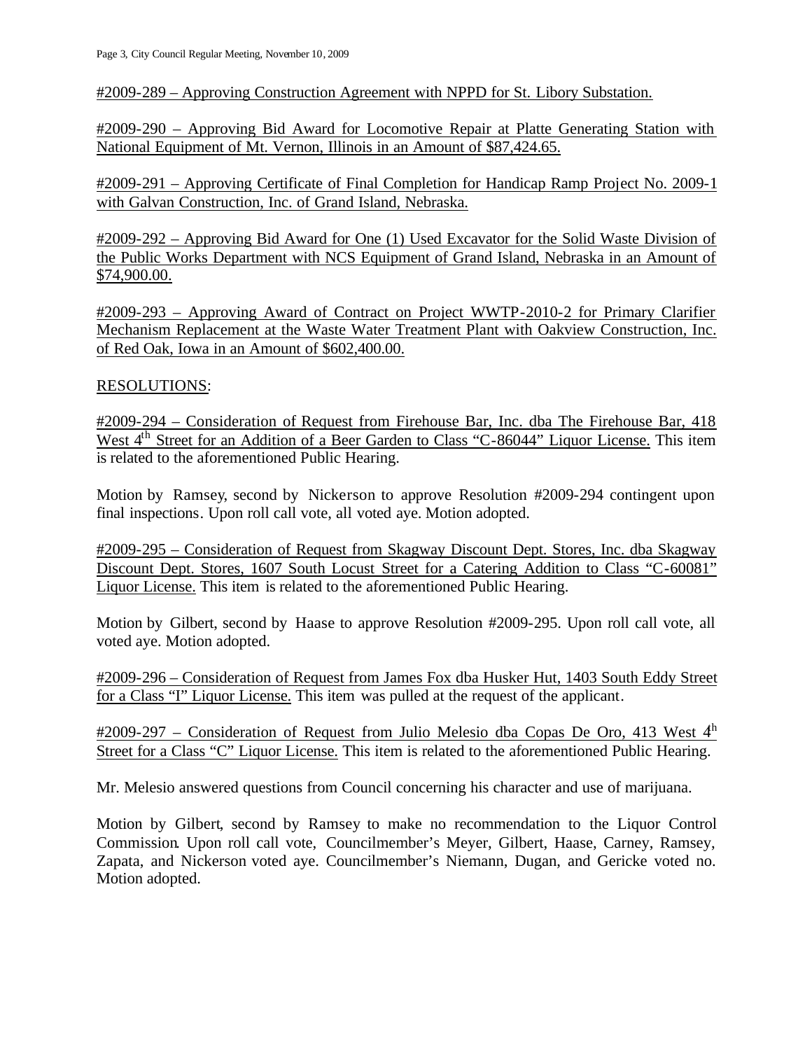#2009-289 – Approving Construction Agreement with NPPD for St. Libory Substation.

#2009-290 – Approving Bid Award for Locomotive Repair at Platte Generating Station with National Equipment of Mt. Vernon, Illinois in an Amount of $87,424.65.

#2009-291 – Approving Certificate of Final Completion for Handicap Ramp Project No. 2009-1 with Galvan Construction, Inc. of Grand Island, Nebraska.

#2009-292 – Approving Bid Award for One (1) Used Excavator for the Solid Waste Division of the Public Works Department with NCS Equipment of Grand Island, Nebraska in an Amount of $74,900.00.

#2009-293 – Approving Award of Contract on Project WWTP-2010-2 for Primary Clarifier Mechanism Replacement at the Waste Water Treatment Plant with Oakview Construction, Inc. of Red Oak, Iowa in an Amount of $602,400.00.

RESOLUTIONS:

#2009-294 – Consideration of Request from Firehouse Bar, Inc. dba The Firehouse Bar, 418 West 4th Street for an Addition of a Beer Garden to Class "C-86044" Liquor License. This item is related to the aforementioned Public Hearing.

Motion by Ramsey, second by Nickerson to approve Resolution #2009-294 contingent upon final inspections. Upon roll call vote, all voted aye. Motion adopted.

#2009-295 – Consideration of Request from Skagway Discount Dept. Stores, Inc. dba Skagway Discount Dept. Stores, 1607 South Locust Street for a Catering Addition to Class "C-60081" Liquor License. This item is related to the aforementioned Public Hearing.

Motion by Gilbert, second by Haase to approve Resolution #2009-295. Upon roll call vote, all voted aye. Motion adopted.

#2009-296 – Consideration of Request from James Fox dba Husker Hut, 1403 South Eddy Street for a Class "I" Liquor License. This item was pulled at the request of the applicant.

#2009-297 – Consideration of Request from Julio Melesio dba Copas De Oro, 413 West 4th Street for a Class "C" Liquor License. This item is related to the aforementioned Public Hearing.

Mr. Melesio answered questions from Council concerning his character and use of marijuana.

Motion by Gilbert, second by Ramsey to make no recommendation to the Liquor Control Commission. Upon roll call vote, Councilmember's Meyer, Gilbert, Haase, Carney, Ramsey, Zapata, and Nickerson voted aye. Councilmember's Niemann, Dugan, and Gericke voted no. Motion adopted.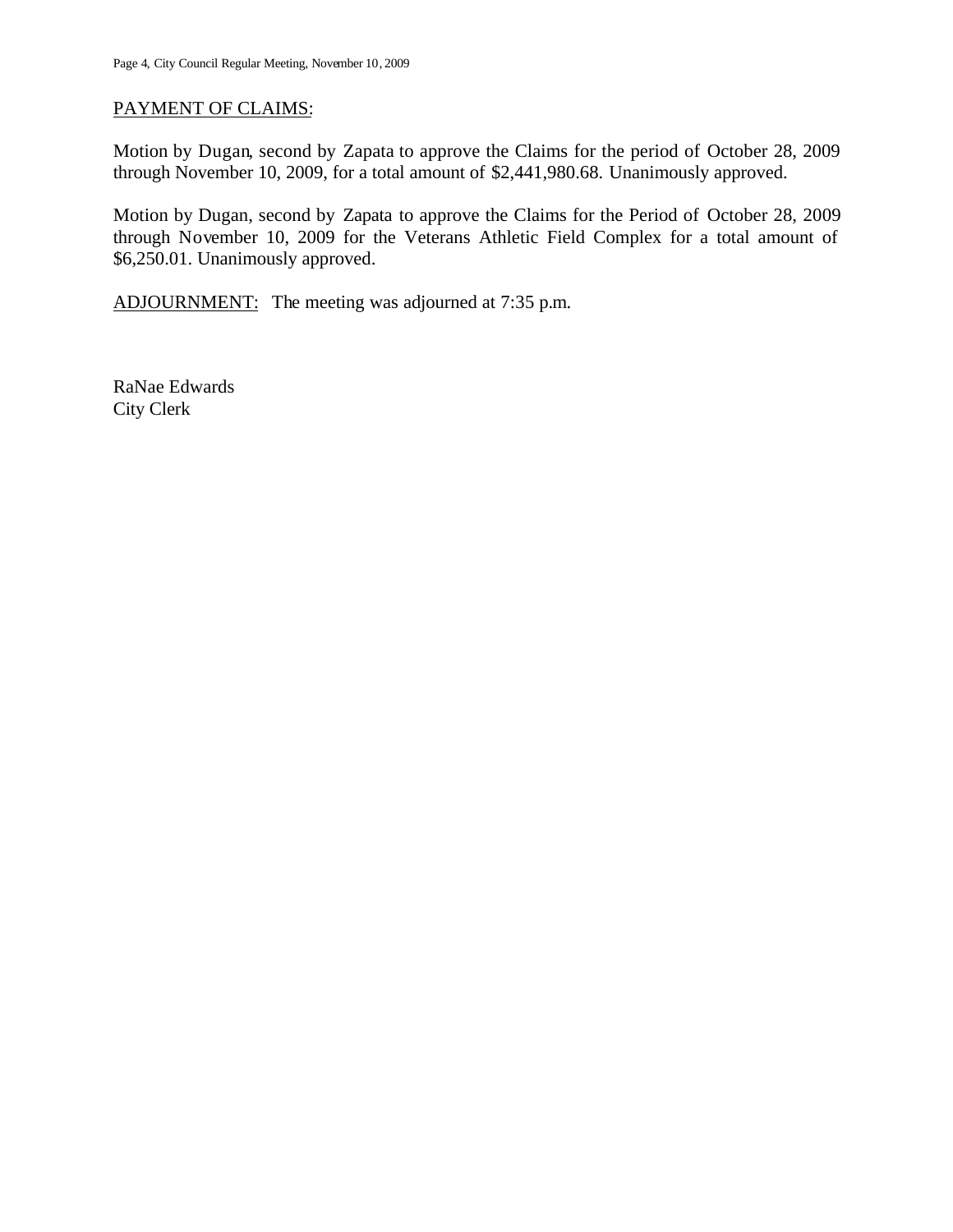PAYMENT OF CLAIMS:

Motion by Dugan, second by Zapata to approve the Claims for the period of October 28, 2009 through November 10, 2009, for a total amount of $2,441,980.68. Unanimously approved.

Motion by Dugan, second by Zapata to approve the Claims for the Period of October 28, 2009 through November 10, 2009 for the Veterans Athletic Field Complex for a total amount of $6,250.01. Unanimously approved.

ADJOURNMENT: The meeting was adjourned at 7:35 p.m.

RaNae Edwards
City Clerk